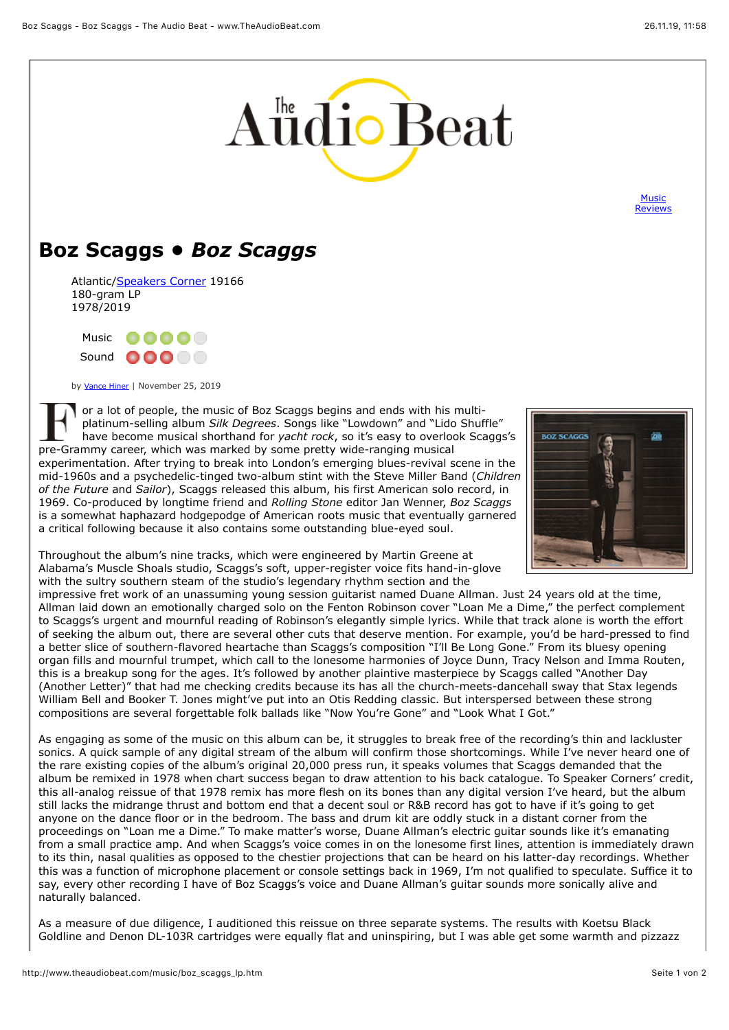[Music Reviews](#)

# Boz Scaggs • *Boz Scaggs*

Atlantic/[Speakers Corner](#) 19166
180-gram LP
1978/2019

Music ●●●●○
Sound ●●●○○

by [Vance Hiner](#) | November 25, 2019

For a lot of people, the music of Boz Scaggs begins and ends with his multi-platinum-selling album *Silk Degrees*. Songs like "Lowdown" and "Lido Shuffle" have become musical shorthand for *yacht rock*, so it's easy to overlook Scaggs's pre-Grammy career, which was marked by some pretty wide-ranging musical experimentation. After trying to break into London's emerging blues-revival scene in the mid-1960s and a psychedelic-tinged two-album stint with the Steve Miller Band (*Children of the Future* and *Sailor*), Scaggs released this album, his first American solo record, in 1969. Co-produced by longtime friend and *Rolling Stone* editor Jan Wenner, *Boz Scaggs* is a somewhat haphazard hodgepodge of American roots music that eventually garnered a critical following because it also contains some outstanding blue-eyed soul.

Throughout the album's nine tracks, which were engineered by Martin Greene at Alabama's Muscle Shoals studio, Scaggs's soft, upper-register voice fits hand-in-glove with the sultry southern steam of the studio's legendary rhythm section and the impressive fret work of an unassuming young session guitarist named Duane Allman. Just 24 years old at the time, Allman laid down an emotionally charged solo on the Fenton Robinson cover "Loan Me a Dime," the perfect complement to Scaggs's urgent and mournful reading of Robinson's elegantly simple lyrics. While that track alone is worth the effort of seeking the album out, there are several other cuts that deserve mention. For example, you'd be hard-pressed to find a better slice of southern-flavored heartache than Scaggs's composition "I'll Be Long Gone." From its bluesy opening organ fills and mournful trumpet, which call to the lonesome harmonies of Joyce Dunn, Tracy Nelson and Imma Routen, this is a breakup song for the ages. It's followed by another plaintive masterpiece by Scaggs called "Another Day (Another Letter)" that had me checking credits because its has all the church-meets-dancehall sway that Stax legends William Bell and Booker T. Jones might've put into an Otis Redding classic. But interspersed between these strong compositions are several forgettable folk ballads like "Now You're Gone" and "Look What I Got."

As engaging as some of the music on this album can be, it struggles to break free of the recording's thin and lackluster sonics. A quick sample of any digital stream of the album will confirm those shortcomings. While I've never heard one of the rare existing copies of the album's original 20,000 press run, it speaks volumes that Scaggs demanded that the album be remixed in 1978 when chart success began to draw attention to his back catalogue. To Speaker Corners' credit, this all-analog reissue of that 1978 remix has more flesh on its bones than any digital version I've heard, but the album still lacks the midrange thrust and bottom end that a decent soul or R&B record has got to have if it's going to get anyone on the dance floor or in the bedroom. The bass and drum kit are oddly stuck in a distant corner from the proceedings on "Loan me a Dime." To make matter's worse, Duane Allman's electric guitar sounds like it's emanating from a small practice amp. And when Scaggs's voice comes in on the lonesome first lines, attention is immediately drawn to its thin, nasal qualities as opposed to the chestier projections that can be heard on his latter-day recordings. Whether this was a function of microphone placement or console settings back in 1969, I'm not qualified to speculate. Suffice it to say, every other recording I have of Boz Scaggs's voice and Duane Allman's guitar sounds more sonically alive and naturally balanced.

As a measure of due diligence, I auditioned this reissue on three separate systems. The results with Koetsu Black Goldline and Denon DL-103R cartridges were equally flat and uninspiring, but I was able get some warmth and pizzazz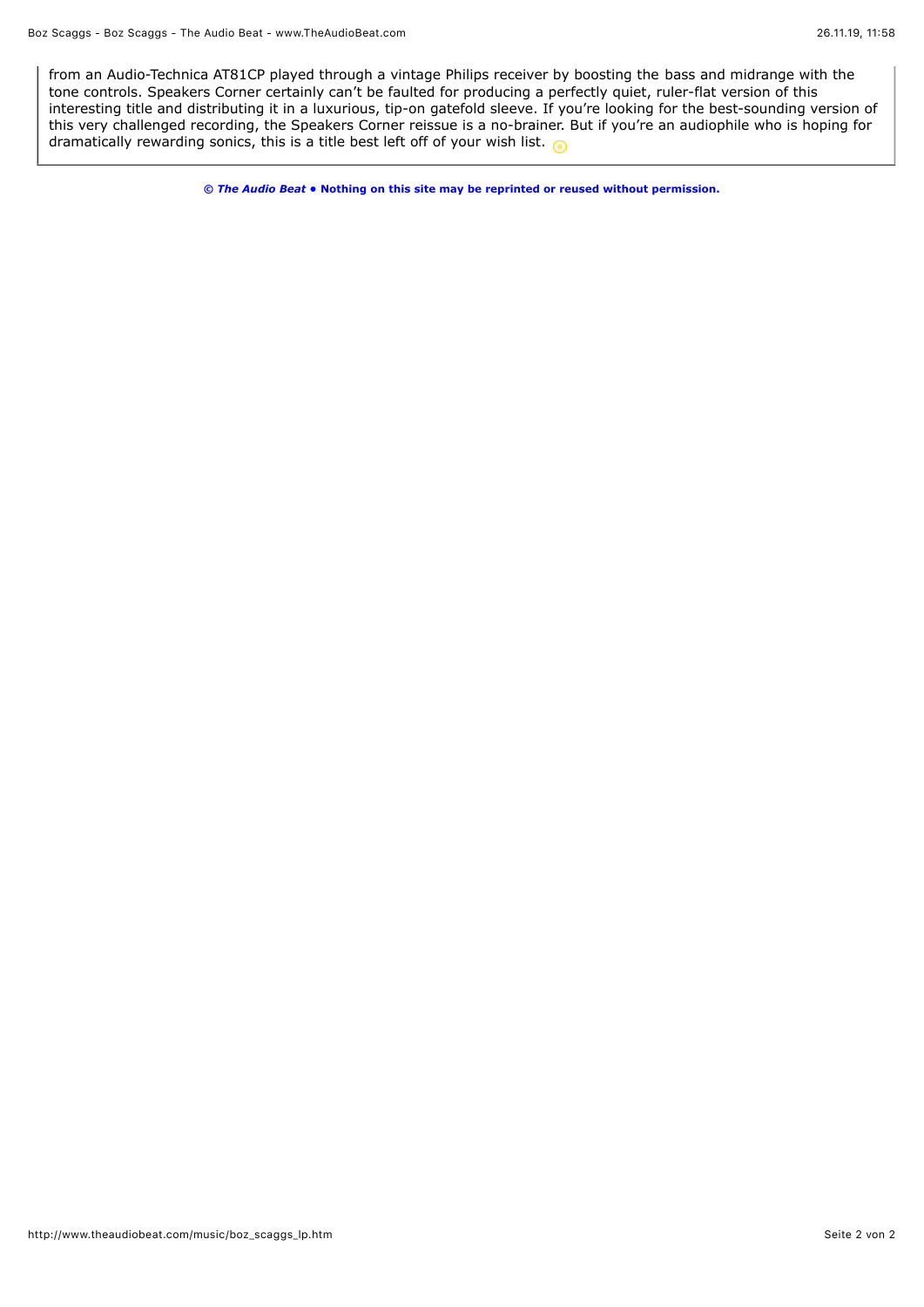from an Audio-Technica AT81CP played through a vintage Philips receiver by boosting the bass and midrange with the tone controls. Speakers Corner certainly can't be faulted for producing a perfectly quiet, ruler-flat version of this interesting title and distributing it in a luxurious, tip-on gatefold sleeve. If you're looking for the best-sounding version of this very challenged recording, the Speakers Corner reissue is a no-brainer. But if you're an audiophile who is hoping for dramatically rewarding sonics, this is a title best left off of your wish list.

**© *The Audio Beat* • Nothing on this site may be reprinted or reused without permission.**